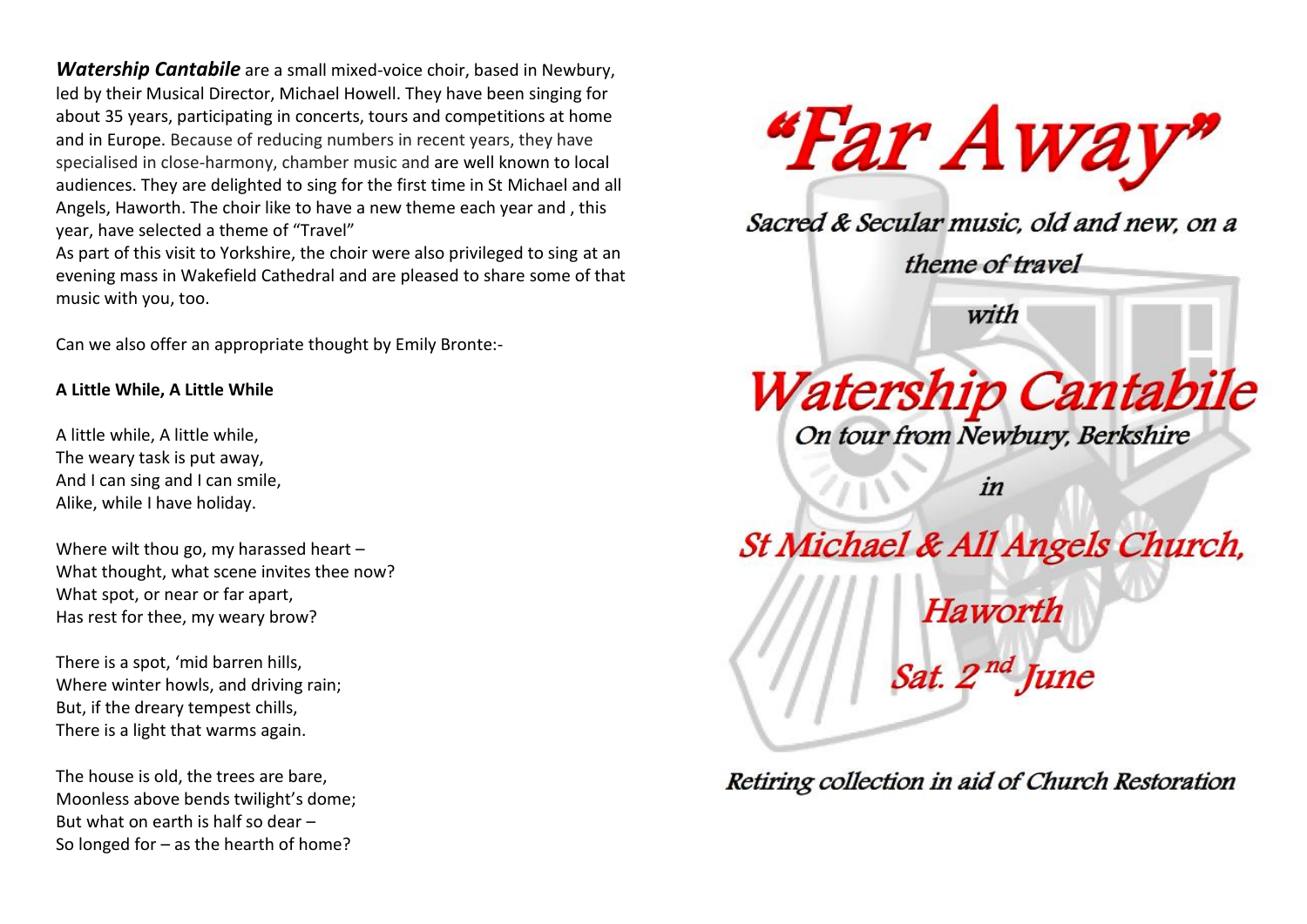***Watership Cantabile*** are a small mixed-voice choir, based in Newbury, led by their Musical Director, Michael Howell. They have been singing for about 35 years, participating in concerts, tours and competitions at home and in Europe. Because of reducing numbers in recent years, they have specialised in close-harmony, chamber music and are well known to local audiences. They are delighted to sing for the first time in St Michael and all Angels, Haworth. The choir like to have a new theme each year and , this year, have selected a theme of "Travel"

As part of this visit to Yorkshire, the choir were also privileged to sing at an evening mass in Wakefield Cathedral and are pleased to share some of that music with you, too.

Can we also offer an appropriate thought by Emily Bronte:-

**A Little While, A Little While**

A little while, A little while,
The weary task is put away,
And I can sing and I can smile,
Alike, while I have holiday.

Where wilt thou go, my harassed heart –
What thought, what scene invites thee now?
What spot, or near or far apart,
Has rest for thee, my weary brow?

There is a spot, 'mid barren hills,
Where winter howls, and driving rain;
But, if the dreary tempest chills,
There is a light that warms again.

The house is old, the trees are bare,
Moonless above bends twilight's dome;
But what on earth is half so dear –
So longed for – as the hearth of home?

# "Far Away"

*Sacred & Secular music, old and new, on a theme of travel*

*with*

## *Watership Cantabile*

*On tour from Newbury, Berkshire*

*in*

## *St Michael & All Angels Church, Haworth*

## *Sat. 2nd June*

*Retiring collection in aid of Church Restoration*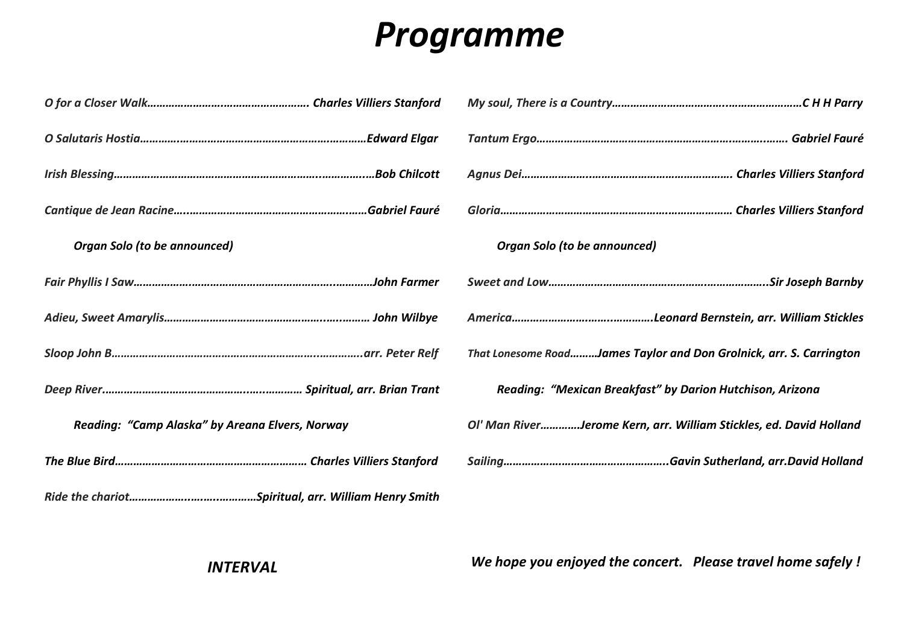# *Programme*

*O for a Closer Walk………………………………………………. Charles Villiers Stanford*

*O Salutaris Hostia………………………………………………………………Edward Elgar*

*Irish Blessing………………………………………………………………………Bob Chilcott*

*Cantique de Jean Racine……………………………………………………Gabriel Fauré*

***Organ Solo (to be announced)***

*Fair Phyllis I Saw…………………………………………………………………John Farmer*

*Adieu, Sweet Amarylis……………………………………………………… John Wilbye*

*Sloop John B……………………………………………………………………arr. Peter Relf*

*Deep River………………………………………………………… Spiritual, arr. Brian Trant*

***Reading: "Camp Alaska" by Areana Elvers, Norway***

*The Blue Bird……………………………………………………… Charles Villiers Stanford*

*Ride the chariot……………………………………Spiritual, arr. William Henry Smith*

***INTERVAL***

*My soul, There is a Country……………………………………………………C H H Parry*

*Tantum Ergo……………………………………………………………………. Gabriel Fauré*

*Agnus Dei………………………………………………………… Charles Villiers Stanford*

*Gloria……………………………………………………………… Charles Villiers Stanford*

***Organ Solo (to be announced)***

*Sweet and Low……………………………………………………………..Sir Joseph Barnby*

*America…………………………………Leonard Bernstein, arr. William Stickles*

*That Lonesome Road………James Taylor and Don Grolnick, arr. S. Carrington*

***Reading: "Mexican Breakfast" by Darion Hutchison, Arizona***

*Ol' Man River…………Jerome Kern, arr. William Stickles, ed. David Holland*

*Sailing……………………………………………..Gavin Sutherland, arr.David Holland*

***We hope you enjoyed the concert. Please travel home safely !***